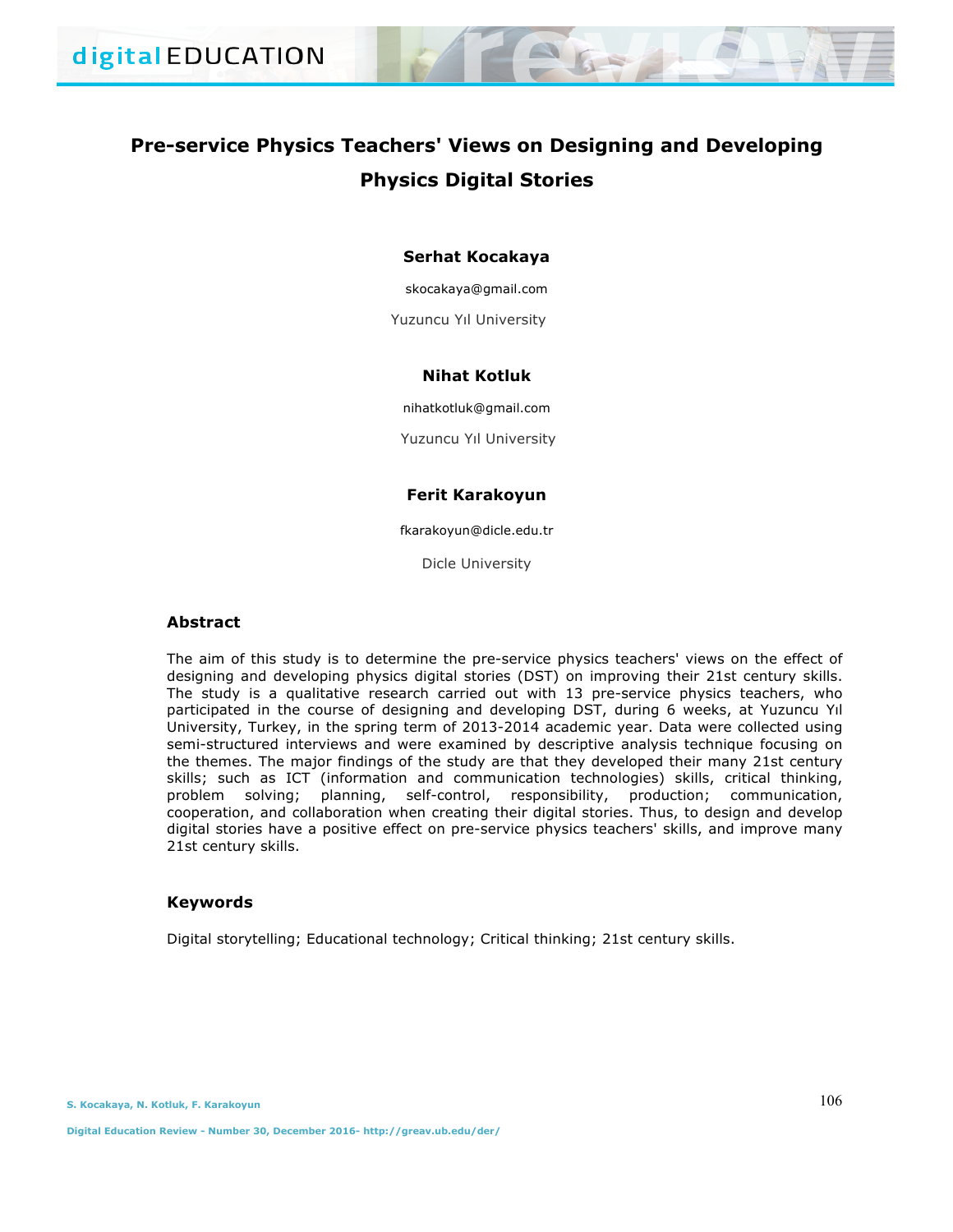# Pre-service Physics Teachers' Views on Designing and Developing Physics Digital Stories

**Serhat Kocakaya**

skocakaya@gmail.com

Yuzuncu Yıl University

**Nihat Kotluk**

nihatkotluk@gmail.com

Yuzuncu Yıl University

**Ferit Karakoyun**

fkarakoyun@dicle.edu.tr

Dicle University

## Abstract

The aim of this study is to determine the pre-service physics teachers' views on the effect of designing and developing physics digital stories (DST) on improving their 21st century skills. The study is a qualitative research carried out with 13 pre-service physics teachers, who participated in the course of designing and developing DST, during 6 weeks, at Yuzuncu Yıl University, Turkey, in the spring term of 2013-2014 academic year. Data were collected using semi-structured interviews and were examined by descriptive analysis technique focusing on the themes. The major findings of the study are that they developed their many 21st century skills; such as ICT (information and communication technologies) skills, critical thinking, problem solving; planning, self-control, responsibility, production; communication, cooperation, and collaboration when creating their digital stories. Thus, to design and develop digital stories have a positive effect on pre-service physics teachers' skills, and improve many 21st century skills.

## Keywords

Digital storytelling; Educational technology; Critical thinking; 21st century skills.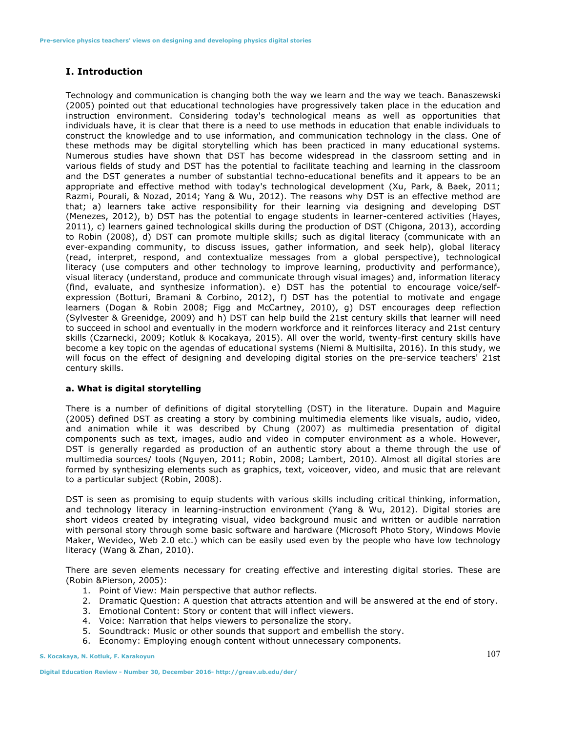## I. Introduction

Technology and communication is changing both the way we learn and the way we teach. Banaszewski (2005) pointed out that educational technologies have progressively taken place in the education and instruction environment. Considering today's technological means as well as opportunities that individuals have, it is clear that there is a need to use methods in education that enable individuals to construct the knowledge and to use information, and communication technology in the class. One of these methods may be digital storytelling which has been practiced in many educational systems. Numerous studies have shown that DST has become widespread in the classroom setting and in various fields of study and DST has the potential to facilitate teaching and learning in the classroom and the DST generates a number of substantial techno-educational benefits and it appears to be an appropriate and effective method with today's technological development (Xu, Park, & Baek, 2011; Razmi, Pourali, & Nozad, 2014; Yang & Wu, 2012). The reasons why DST is an effective method are that; a) learners take active responsibility for their learning via designing and developing DST (Menezes, 2012), b) DST has the potential to engage students in learner-centered activities (Hayes, 2011), c) learners gained technological skills during the production of DST (Chigona, 2013), according to Robin (2008), d) DST can promote multiple skills; such as digital literacy (communicate with an ever-expanding community, to discuss issues, gather information, and seek help), global literacy (read, interpret, respond, and contextualize messages from a global perspective), technological literacy (use computers and other technology to improve learning, productivity and performance), visual literacy (understand, produce and communicate through visual images) and, information literacy (find, evaluate, and synthesize information). e) DST has the potential to encourage voice/self-expression (Botturi, Bramani & Corbino, 2012), f) DST has the potential to motivate and engage learners (Dogan & Robin 2008; Figg and McCartney, 2010), g) DST encourages deep reflection (Sylvester & Greenidge, 2009) and h) DST can help build the 21st century skills that learner will need to succeed in school and eventually in the modern workforce and it reinforces literacy and 21st century skills (Czarnecki, 2009; Kotluk & Kocakaya, 2015). All over the world, twenty-first century skills have become a key topic on the agendas of educational systems (Niemi & Multisilta, 2016). In this study, we will focus on the effect of designing and developing digital stories on the pre-service teachers' 21st century skills.

### a. What is digital storytelling

There is a number of definitions of digital storytelling (DST) in the literature. Dupain and Maguire (2005) defined DST as creating a story by combining multimedia elements like visuals, audio, video, and animation while it was described by Chung (2007) as multimedia presentation of digital components such as text, images, audio and video in computer environment as a whole. However, DST is generally regarded as production of an authentic story about a theme through the use of multimedia sources/ tools (Nguyen, 2011; Robin, 2008; Lambert, 2010). Almost all digital stories are formed by synthesizing elements such as graphics, text, voiceover, video, and music that are relevant to a particular subject (Robin, 2008).

DST is seen as promising to equip students with various skills including critical thinking, information, and technology literacy in learning-instruction environment (Yang & Wu, 2012). Digital stories are short videos created by integrating visual, video background music and written or audible narration with personal story through some basic software and hardware (Microsoft Photo Story, Windows Movie Maker, Wevideo, Web 2.0 etc.) which can be easily used even by the people who have low technology literacy (Wang & Zhan, 2010).

There are seven elements necessary for creating effective and interesting digital stories. These are (Robin &Pierson, 2005):

1. Point of View: Main perspective that author reflects.
2. Dramatic Question: A question that attracts attention and will be answered at the end of story.
3. Emotional Content: Story or content that will inflect viewers.
4. Voice: Narration that helps viewers to personalize the story.
5. Soundtrack: Music or other sounds that support and embellish the story.
6. Economy: Employing enough content without unnecessary components.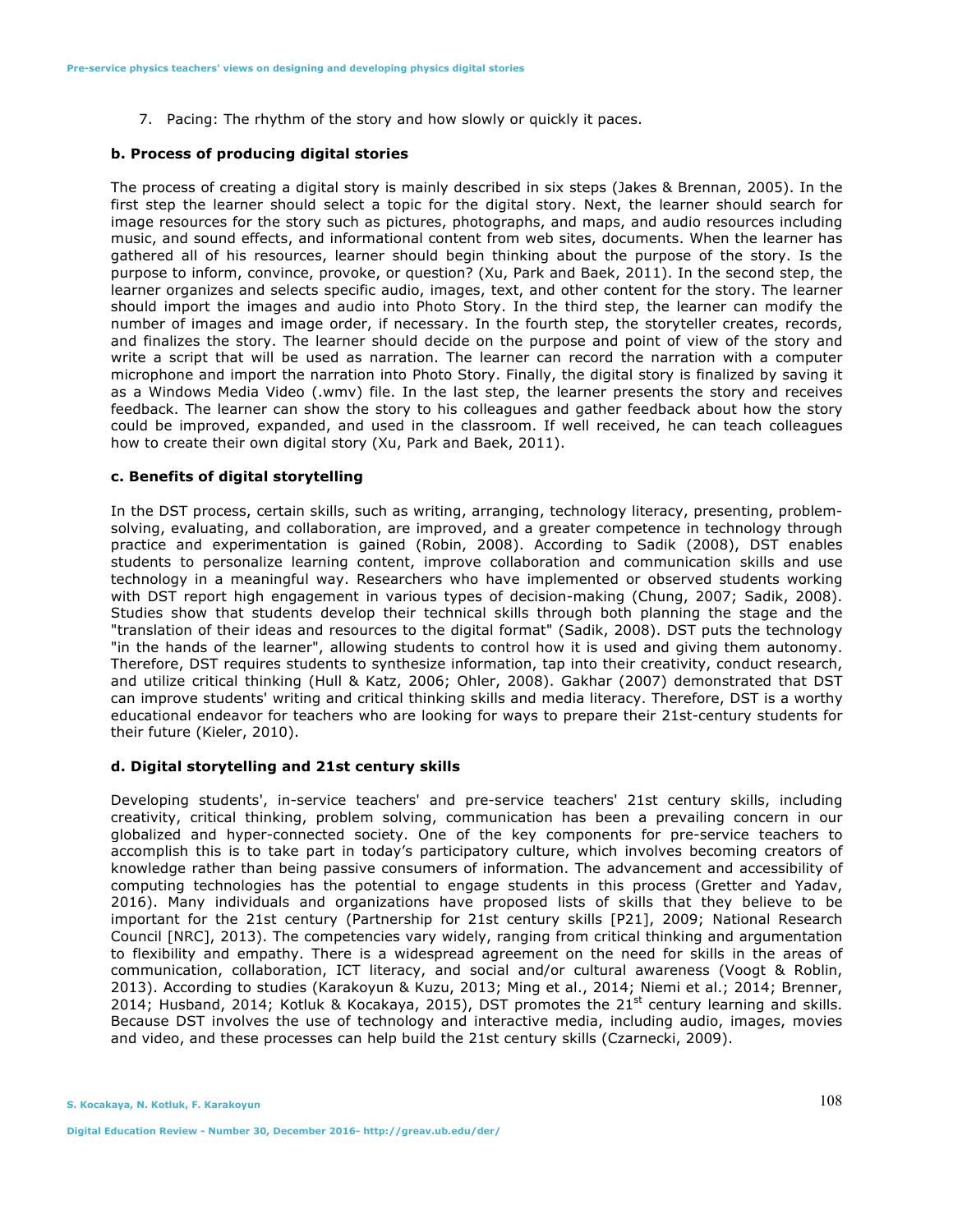7. Pacing: The rhythm of the story and how slowly or quickly it paces.

**b. Process of producing digital stories**

The process of creating a digital story is mainly described in six steps (Jakes & Brennan, 2005). In the first step the learner should select a topic for the digital story. Next, the learner should search for image resources for the story such as pictures, photographs, and maps, and audio resources including music, and sound effects, and informational content from web sites, documents. When the learner has gathered all of his resources, learner should begin thinking about the purpose of the story. Is the purpose to inform, convince, provoke, or question? (Xu, Park and Baek, 2011). In the second step, the learner organizes and selects specific audio, images, text, and other content for the story. The learner should import the images and audio into Photo Story. In the third step, the learner can modify the number of images and image order, if necessary. In the fourth step, the storyteller creates, records, and finalizes the story. The learner should decide on the purpose and point of view of the story and write a script that will be used as narration. The learner can record the narration with a computer microphone and import the narration into Photo Story. Finally, the digital story is finalized by saving it as a Windows Media Video (.wmv) file. In the last step, the learner presents the story and receives feedback. The learner can show the story to his colleagues and gather feedback about how the story could be improved, expanded, and used in the classroom. If well received, he can teach colleagues how to create their own digital story (Xu, Park and Baek, 2011).

**c. Benefits of digital storytelling**

In the DST process, certain skills, such as writing, arranging, technology literacy, presenting, problem-solving, evaluating, and collaboration, are improved, and a greater competence in technology through practice and experimentation is gained (Robin, 2008). According to Sadik (2008), DST enables students to personalize learning content, improve collaboration and communication skills and use technology in a meaningful way. Researchers who have implemented or observed students working with DST report high engagement in various types of decision-making (Chung, 2007; Sadik, 2008). Studies show that students develop their technical skills through both planning the stage and the "translation of their ideas and resources to the digital format" (Sadik, 2008). DST puts the technology "in the hands of the learner", allowing students to control how it is used and giving them autonomy. Therefore, DST requires students to synthesize information, tap into their creativity, conduct research, and utilize critical thinking (Hull & Katz, 2006; Ohler, 2008). Gakhar (2007) demonstrated that DST can improve students' writing and critical thinking skills and media literacy. Therefore, DST is a worthy educational endeavor for teachers who are looking for ways to prepare their 21st-century students for their future (Kieler, 2010).

**d. Digital storytelling and 21st century skills**

Developing students', in-service teachers' and pre-service teachers' 21st century skills, including creativity, critical thinking, problem solving, communication has been a prevailing concern in our globalized and hyper-connected society. One of the key components for pre-service teachers to accomplish this is to take part in today's participatory culture, which involves becoming creators of knowledge rather than being passive consumers of information. The advancement and accessibility of computing technologies has the potential to engage students in this process (Gretter and Yadav, 2016). Many individuals and organizations have proposed lists of skills that they believe to be important for the 21st century (Partnership for 21st century skills [P21], 2009; National Research Council [NRC], 2013). The competencies vary widely, ranging from critical thinking and argumentation to flexibility and empathy. There is a widespread agreement on the need for skills in the areas of communication, collaboration, ICT literacy, and social and/or cultural awareness (Voogt & Roblin, 2013). According to studies (Karakoyun & Kuzu, 2013; Ming et al., 2014; Niemi et al.; 2014; Brenner, 2014; Husband, 2014; Kotluk & Kocakaya, 2015), DST promotes the 21st century learning and skills. Because DST involves the use of technology and interactive media, including audio, images, movies and video, and these processes can help build the 21st century skills (Czarnecki, 2009).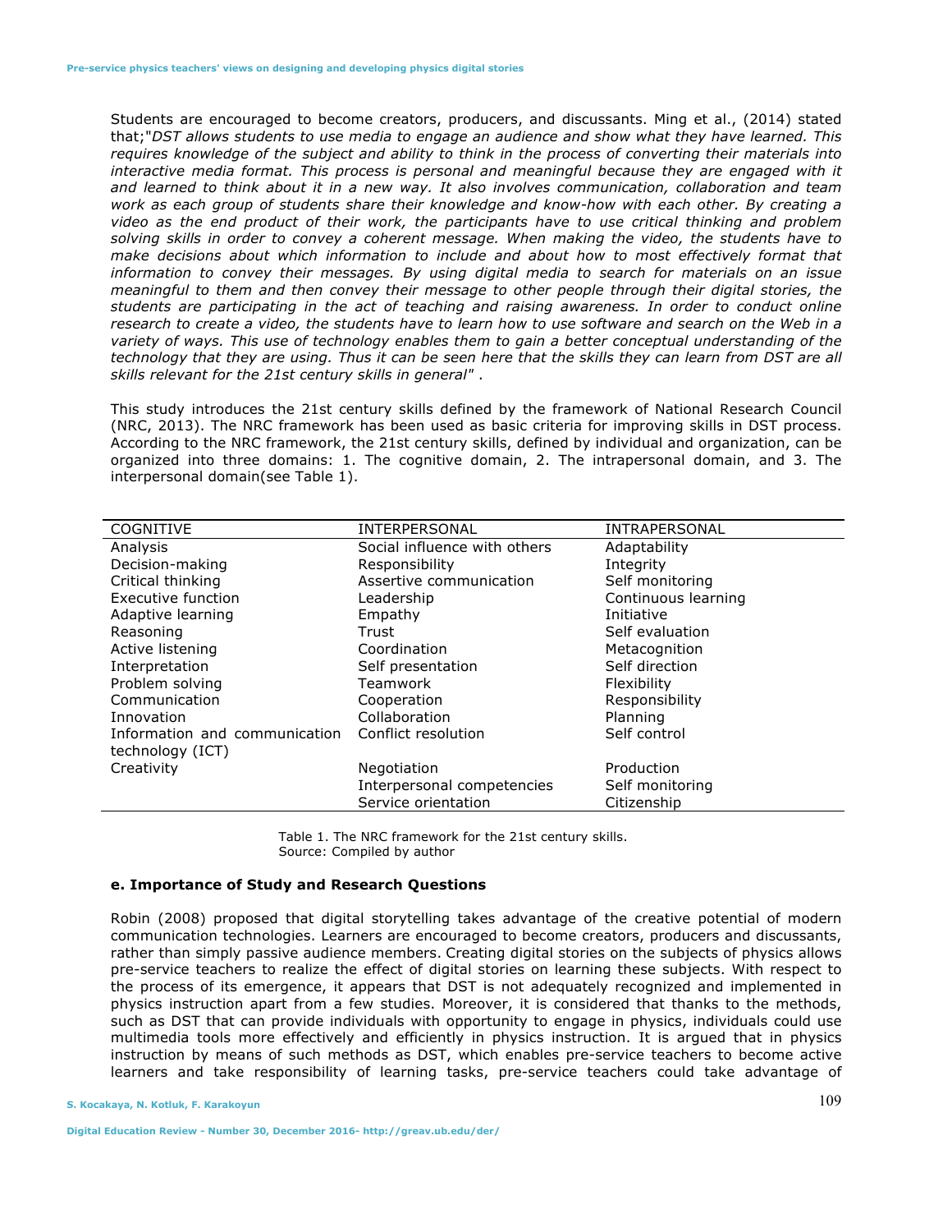Students are encouraged to become creators, producers, and discussants. Ming et al., (2014) stated that;"*DST allows students to use media to engage an audience and show what they have learned. This requires knowledge of the subject and ability to think in the process of converting their materials into interactive media format. This process is personal and meaningful because they are engaged with it and learned to think about it in a new way. It also involves communication, collaboration and team work as each group of students share their knowledge and know-how with each other. By creating a video as the end product of their work, the participants have to use critical thinking and problem solving skills in order to convey a coherent message. When making the video, the students have to make decisions about which information to include and about how to most effectively format that information to convey their messages. By using digital media to search for materials on an issue meaningful to them and then convey their message to other people through their digital stories, the students are participating in the act of teaching and raising awareness. In order to conduct online research to create a video, the students have to learn how to use software and search on the Web in a variety of ways. This use of technology enables them to gain a better conceptual understanding of the technology that they are using. Thus it can be seen here that the skills they can learn from DST are all skills relevant for the 21st century skills in general*" .

This study introduces the 21st century skills defined by the framework of National Research Council (NRC, 2013). The NRC framework has been used as basic criteria for improving skills in DST process. According to the NRC framework, the 21st century skills, defined by individual and organization, can be organized into three domains: 1. The cognitive domain, 2. The intrapersonal domain, and 3. The interpersonal domain(see Table 1).

| COGNITIVE | INTERPERSONAL | INTRAPERSONAL |
|---|---|---|
| Analysis | Social influence with others | Adaptability |
| Decision-making | Responsibility | Integrity |
| Critical thinking | Assertive communication | Self monitoring |
| Executive function | Leadership | Continuous learning |
| Adaptive learning | Empathy | Initiative |
| Reasoning | Trust | Self evaluation |
| Active listening | Coordination | Metacognition |
| Interpretation | Self presentation | Self direction |
| Problem solving | Teamwork | Flexibility |
| Communication | Cooperation | Responsibility |
| Innovation | Collaboration | Planning |
| Information and communication technology (ICT) | Conflict resolution | Self control |
| Creativity | Negotiation | Production |
| | Interpersonal competencies | Self monitoring |
| | Service orientation | Citizenship |

Table 1. The NRC framework for the 21st century skills.
Source: Compiled by author

### e. Importance of Study and Research Questions

Robin (2008) proposed that digital storytelling takes advantage of the creative potential of modern communication technologies. Learners are encouraged to become creators, producers and discussants, rather than simply passive audience members. Creating digital stories on the subjects of physics allows pre-service teachers to realize the effect of digital stories on learning these subjects. With respect to the process of its emergence, it appears that DST is not adequately recognized and implemented in physics instruction apart from a few studies. Moreover, it is considered that thanks to the methods, such as DST that can provide individuals with opportunity to engage in physics, individuals could use multimedia tools more effectively and efficiently in physics instruction. It is argued that in physics instruction by means of such methods as DST, which enables pre-service teachers to become active learners and take responsibility of learning tasks, pre-service teachers could take advantage of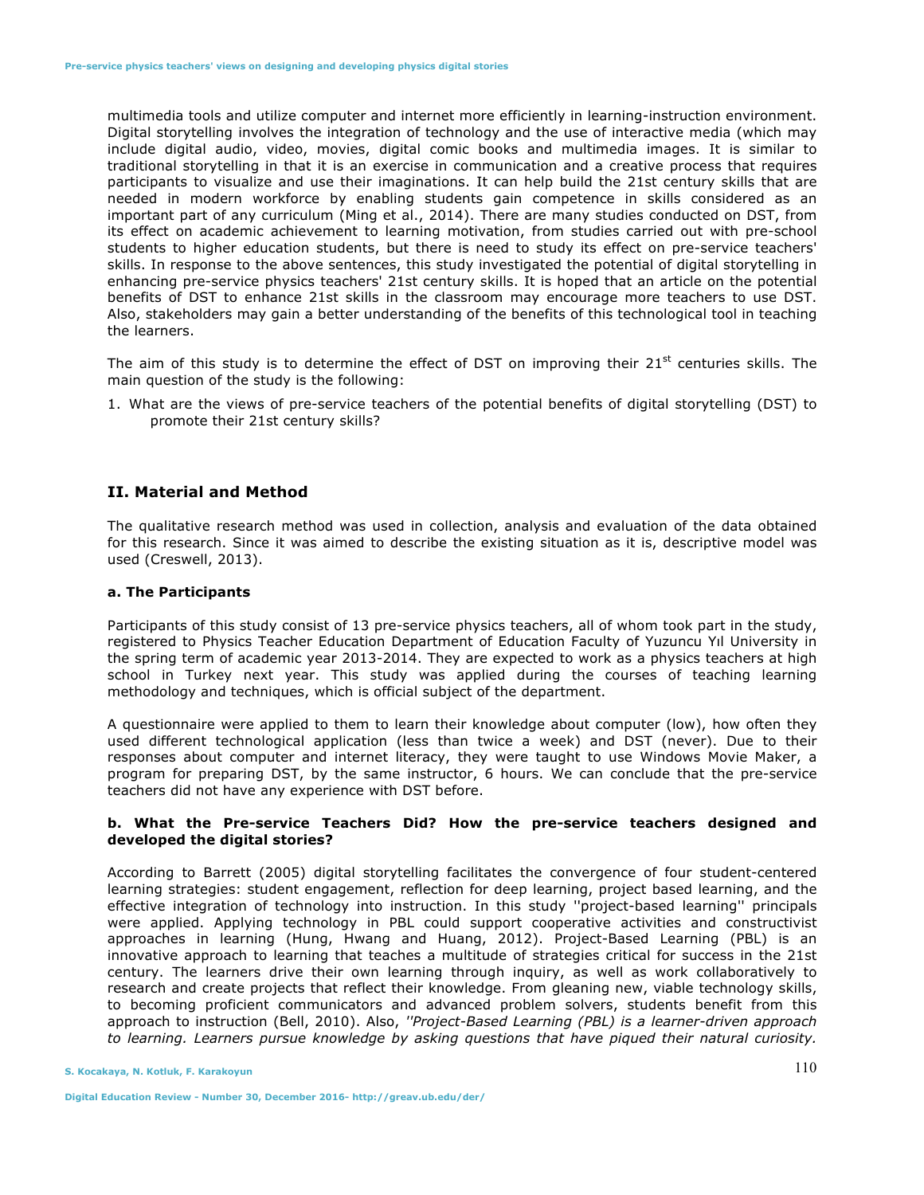multimedia tools and utilize computer and internet more efficiently in learning-instruction environment. Digital storytelling involves the integration of technology and the use of interactive media (which may include digital audio, video, movies, digital comic books and multimedia images. It is similar to traditional storytelling in that it is an exercise in communication and a creative process that requires participants to visualize and use their imaginations. It can help build the 21st century skills that are needed in modern workforce by enabling students gain competence in skills considered as an important part of any curriculum (Ming et al., 2014). There are many studies conducted on DST, from its effect on academic achievement to learning motivation, from studies carried out with pre-school students to higher education students, but there is need to study its effect on pre-service teachers' skills. In response to the above sentences, this study investigated the potential of digital storytelling in enhancing pre-service physics teachers' 21st century skills. It is hoped that an article on the potential benefits of DST to enhance 21st skills in the classroom may encourage more teachers to use DST. Also, stakeholders may gain a better understanding of the benefits of this technological tool in teaching the learners.

The aim of this study is to determine the effect of DST on improving their 21st centuries skills. The main question of the study is the following:

1. What are the views of pre-service teachers of the potential benefits of digital storytelling (DST) to promote their 21st century skills?

## II. Material and Method

The qualitative research method was used in collection, analysis and evaluation of the data obtained for this research. Since it was aimed to describe the existing situation as it is, descriptive model was used (Creswell, 2013).

### a. The Participants

Participants of this study consist of 13 pre-service physics teachers, all of whom took part in the study, registered to Physics Teacher Education Department of Education Faculty of Yuzuncu Yıl University in the spring term of academic year 2013-2014. They are expected to work as a physics teachers at high school in Turkey next year. This study was applied during the courses of teaching learning methodology and techniques, which is official subject of the department.

A questionnaire were applied to them to learn their knowledge about computer (low), how often they used different technological application (less than twice a week) and DST (never). Due to their responses about computer and internet literacy, they were taught to use Windows Movie Maker, a program for preparing DST, by the same instructor, 6 hours. We can conclude that the pre-service teachers did not have any experience with DST before.

### b. What the Pre-service Teachers Did? How the pre-service teachers designed and developed the digital stories?

According to Barrett (2005) digital storytelling facilitates the convergence of four student-centered learning strategies: student engagement, reflection for deep learning, project based learning, and the effective integration of technology into instruction. In this study ''project-based learning'' principals were applied. Applying technology in PBL could support cooperative activities and constructivist approaches in learning (Hung, Hwang and Huang, 2012). Project-Based Learning (PBL) is an innovative approach to learning that teaches a multitude of strategies critical for success in the 21st century. The learners drive their own learning through inquiry, as well as work collaboratively to research and create projects that reflect their knowledge. From gleaning new, viable technology skills, to becoming proficient communicators and advanced problem solvers, students benefit from this approach to instruction (Bell, 2010). Also, *''Project-Based Learning (PBL) is a learner-driven approach to learning. Learners pursue knowledge by asking questions that have piqued their natural curiosity.*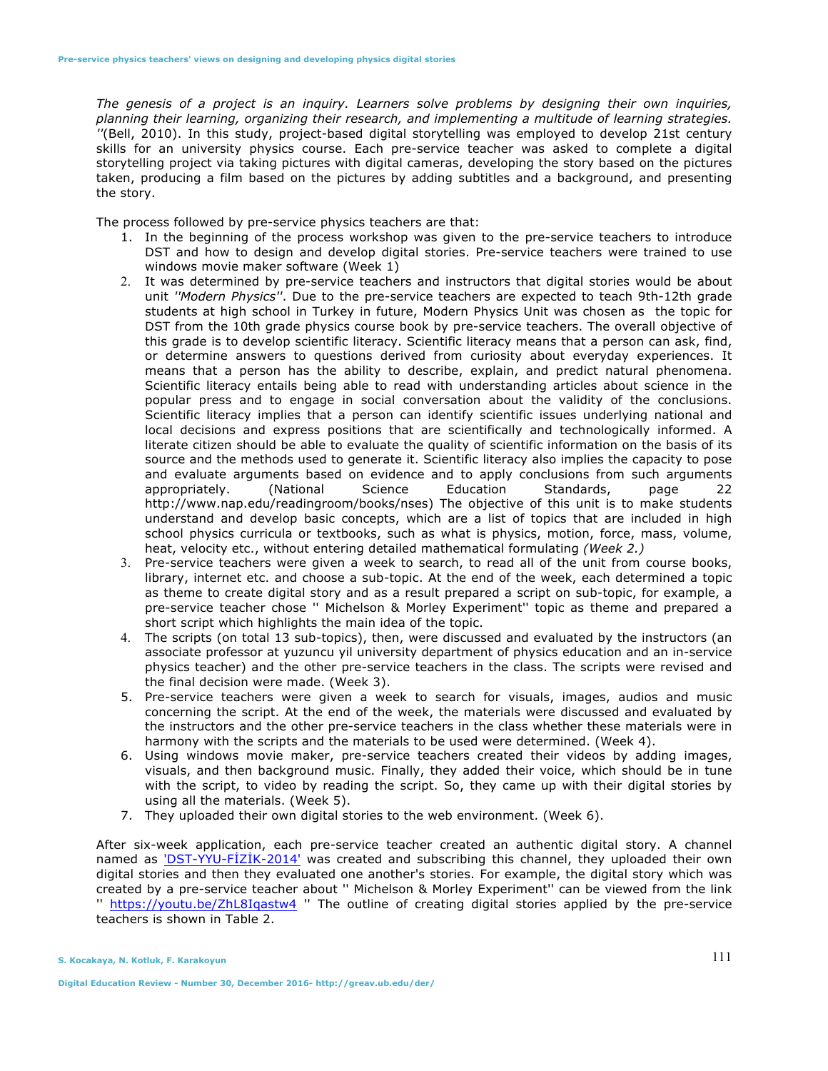*The genesis of a project is an inquiry. Learners solve problems by designing their own inquiries, planning their learning, organizing their research, and implementing a multitude of learning strategies.* ''(Bell, 2010). In this study, project-based digital storytelling was employed to develop 21st century skills for an university physics course. Each pre-service teacher was asked to complete a digital storytelling project via taking pictures with digital cameras, developing the story based on the pictures taken, producing a film based on the pictures by adding subtitles and a background, and presenting the story.

The process followed by pre-service physics teachers are that:

1. In the beginning of the process workshop was given to the pre-service teachers to introduce DST and how to design and develop digital stories. Pre-service teachers were trained to use windows movie maker software (Week 1)
2. It was determined by pre-service teachers and instructors that digital stories would be about unit *''Modern Physics''*. Due to the pre-service teachers are expected to teach 9th-12th grade students at high school in Turkey in future, Modern Physics Unit was chosen as the topic for DST from the 10th grade physics course book by pre-service teachers. The overall objective of this grade is to develop scientific literacy. Scientific literacy means that a person can ask, find, or determine answers to questions derived from curiosity about everyday experiences. It means that a person has the ability to describe, explain, and predict natural phenomena. Scientific literacy entails being able to read with understanding articles about science in the popular press and to engage in social conversation about the validity of the conclusions. Scientific literacy implies that a person can identify scientific issues underlying national and local decisions and express positions that are scientifically and technologically informed. A literate citizen should be able to evaluate the quality of scientific information on the basis of its source and the methods used to generate it. Scientific literacy also implies the capacity to pose and evaluate arguments based on evidence and to apply conclusions from such arguments appropriately. (National Science Education Standards, page 22 http://www.nap.edu/readingroom/books/nses) The objective of this unit is to make students understand and develop basic concepts, which are a list of topics that are included in high school physics curricula or textbooks, such as what is physics, motion, force, mass, volume, heat, velocity etc., without entering detailed mathematical formulating *(Week 2.)*
3. Pre-service teachers were given a week to search, to read all of the unit from course books, library, internet etc. and choose a sub-topic. At the end of the week, each determined a topic as theme to create digital story and as a result prepared a script on sub-topic, for example, a pre-service teacher chose '' Michelson & Morley Experiment'' topic as theme and prepared a short script which highlights the main idea of the topic.
4. The scripts (on total 13 sub-topics), then, were discussed and evaluated by the instructors (an associate professor at yuzuncu yil university department of physics education and an in-service physics teacher) and the other pre-service teachers in the class. The scripts were revised and the final decision were made. (Week 3).
5. Pre-service teachers were given a week to search for visuals, images, audios and music concerning the script. At the end of the week, the materials were discussed and evaluated by the instructors and the other pre-service teachers in the class whether these materials were in harmony with the scripts and the materials to be used were determined. (Week 4).
6. Using windows movie maker, pre-service teachers created their videos by adding images, visuals, and then background music. Finally, they added their voice, which should be in tune with the script, to video by reading the script. So, they came up with their digital stories by using all the materials. (Week 5).
7. They uploaded their own digital stories to the web environment. (Week 6).

After six-week application, each pre-service teacher created an authentic digital story. A channel named as 'DST-YYU-FİZİK-2014' was created and subscribing this channel, they uploaded their own digital stories and then they evaluated one another's stories. For example, the digital story which was created by a pre-service teacher about '' Michelson & Morley Experiment'' can be viewed from the link '' https://youtu.be/ZhL8Iqastw4 '' The outline of creating digital stories applied by the pre-service teachers is shown in Table 2.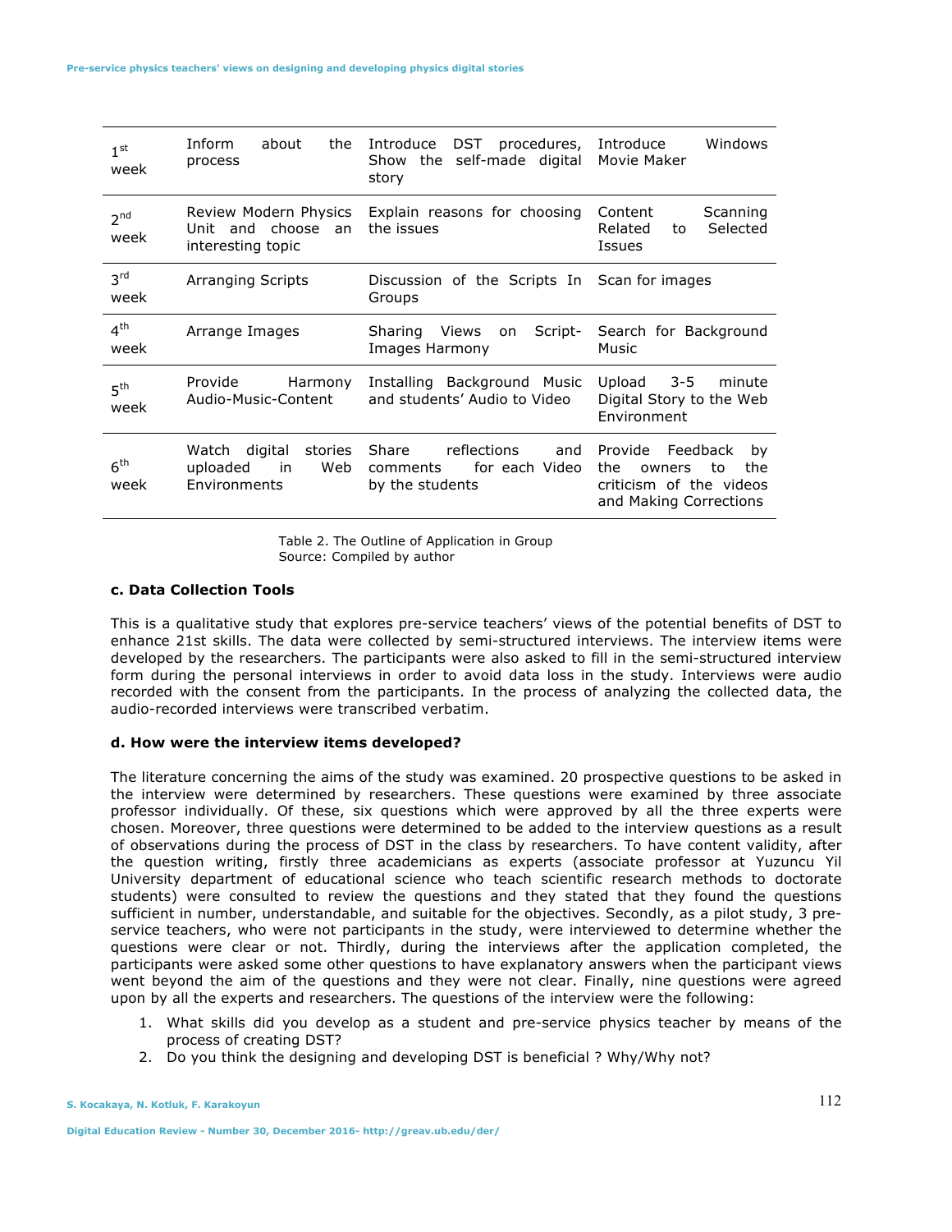| | | | |
|---|---|---|---|
| 1st week | Inform about the process | Introduce DST procedures, Show the self-made digital story | Introduce Windows Movie Maker |
| 2nd week | Review Modern Physics Unit and choose an interesting topic | Explain reasons for choosing the issues | Content Scanning Related to Selected Issues |
| 3rd week | Arranging Scripts | Discussion of the Scripts In Groups | Scan for images |
| 4th week | Arrange Images | Sharing Views on Script-Images Harmony | Search for Background Music |
| 5th week | Provide Harmony Audio-Music-Content | Installing Background Music and students' Audio to Video | Upload 3-5 minute Digital Story to the Web Environment |
| 6th week | Watch digital stories uploaded in Web Environments | Share reflections and comments for each Video by the students | Provide Feedback by the owners to the criticism of the videos and Making Corrections |

Table 2. The Outline of Application in Group
Source: Compiled by author

### c. Data Collection Tools

This is a qualitative study that explores pre-service teachers' views of the potential benefits of DST to enhance 21st skills. The data were collected by semi-structured interviews. The interview items were developed by the researchers. The participants were also asked to fill in the semi-structured interview form during the personal interviews in order to avoid data loss in the study. Interviews were audio recorded with the consent from the participants. In the process of analyzing the collected data, the audio-recorded interviews were transcribed verbatim.

### d. How were the interview items developed?

The literature concerning the aims of the study was examined. 20 prospective questions to be asked in the interview were determined by researchers. These questions were examined by three associate professor individually. Of these, six questions which were approved by all the three experts were chosen. Moreover, three questions were determined to be added to the interview questions as a result of observations during the process of DST in the class by researchers. To have content validity, after the question writing, firstly three academicians as experts (associate professor at Yuzuncu Yil University department of educational science who teach scientific research methods to doctorate students) were consulted to review the questions and they stated that they found the questions sufficient in number, understandable, and suitable for the objectives. Secondly, as a pilot study, 3 pre-service teachers, who were not participants in the study, were interviewed to determine whether the questions were clear or not. Thirdly, during the interviews after the application completed, the participants were asked some other questions to have explanatory answers when the participant views went beyond the aim of the questions and they were not clear. Finally, nine questions were agreed upon by all the experts and researchers. The questions of the interview were the following:

1. What skills did you develop as a student and pre-service physics teacher by means of the process of creating DST?
2. Do you think the designing and developing DST is beneficial ? Why/Why not?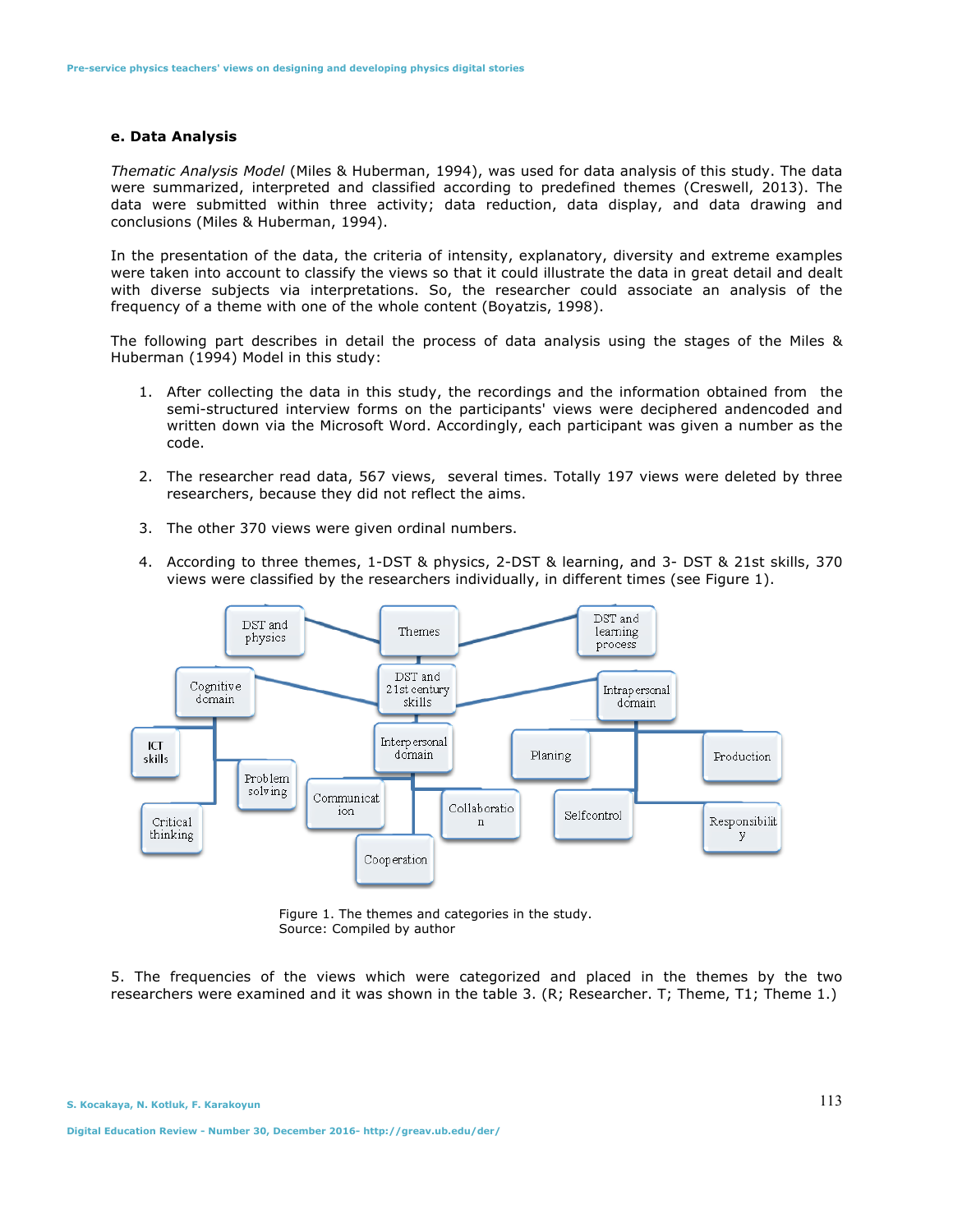### e. Data Analysis

*Thematic Analysis Model* (Miles & Huberman, 1994), was used for data analysis of this study. The data were summarized, interpreted and classified according to predefined themes (Creswell, 2013). The data were submitted within three activity; data reduction, data display, and data drawing and conclusions (Miles & Huberman, 1994).

In the presentation of the data, the criteria of intensity, explanatory, diversity and extreme examples were taken into account to classify the views so that it could illustrate the data in great detail and dealt with diverse subjects via interpretations. So, the researcher could associate an analysis of the frequency of a theme with one of the whole content (Boyatzis, 1998).

The following part describes in detail the process of data analysis using the stages of the Miles & Huberman (1994) Model in this study:

1. After collecting the data in this study, the recordings and the information obtained from the semi-structured interview forms on the participants' views were deciphered andencoded and written down via the Microsoft Word. Accordingly, each participant was given a number as the code.

2. The researcher read data, 567 views, several times. Totally 197 views were deleted by three researchers, because they did not reflect the aims.

3. The other 370 views were given ordinal numbers.

4. According to three themes, 1-DST & physics, 2-DST & learning, and 3- DST & 21st skills, 370 views were classified by the researchers individually, in different times (see Figure 1).

Themes: DST and physics; DST and learning process; DST and 21st century skills
- DST and 21st century skills → Cognitive domain: ICT skills, Problem solving, Critical thinking
- DST and 21st century skills → Interpersonal domain: Communication, Collaboration, Cooperation
- DST and 21st century skills → Intrapersonal domain: Planing, Production, Selfcontrol, Responsibility

Figure 1. The themes and categories in the study.
Source: Compiled by author

5. The frequencies of the views which were categorized and placed in the themes by the two researchers were examined and it was shown in the table 3. (R; Researcher. T; Theme, T1; Theme 1.)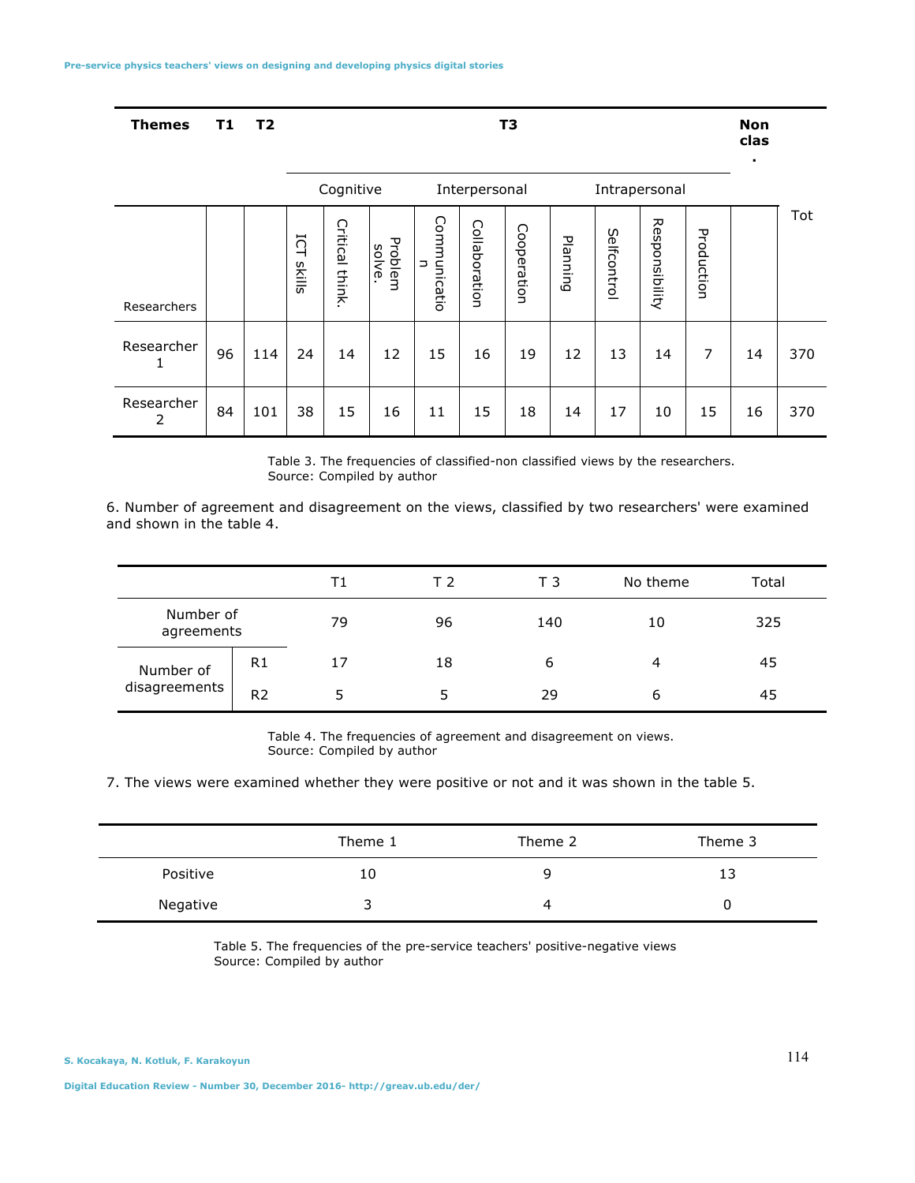| Themes | T1 | T2 | T3 | | | | | | | | | | Non clas. | |
|---|---|---|---|---|---|---|---|---|---|---|---|---|---|---|
| | | | Cognitive | | | Interpersonal | | | Intrapersonal | | | | | |
| Researchers | | | ICT skills | Critical think. | Problem solve. | Communication | Collaboration | Cooperation | Planning | Selfcontrol | Responsibility | Production | | Tot |
| Researcher 1 | 96 | 114 | 24 | 14 | 12 | 15 | 16 | 19 | 12 | 13 | 14 | 7 | 14 | 370 |
| Researcher 2 | 84 | 101 | 38 | 15 | 16 | 11 | 15 | 18 | 14 | 17 | 10 | 15 | 16 | 370 |

Table 3. The frequencies of classified-non classified views by the researchers.
Source: Compiled by author

6. Number of agreement and disagreement on the views, classified by two researchers' were examined and shown in the table 4.

| | | T1 | T 2 | T 3 | No theme | Total |
|---|---|---|---|---|---|---|
| Number of agreements | | 79 | 96 | 140 | 10 | 325 |
| Number of disagreements | R1 | 17 | 18 | 6 | 4 | 45 |
| | R2 | 5 | 5 | 29 | 6 | 45 |

Table 4. The frequencies of agreement and disagreement on views.
Source: Compiled by author

7. The views were examined whether they were positive or not and it was shown in the table 5.

| | Theme 1 | Theme 2 | Theme 3 |
|---|---|---|---|
| Positive | 10 | 9 | 13 |
| Negative | 3 | 4 | 0 |

Table 5. The frequencies of the pre-service teachers' positive-negative views
Source: Compiled by author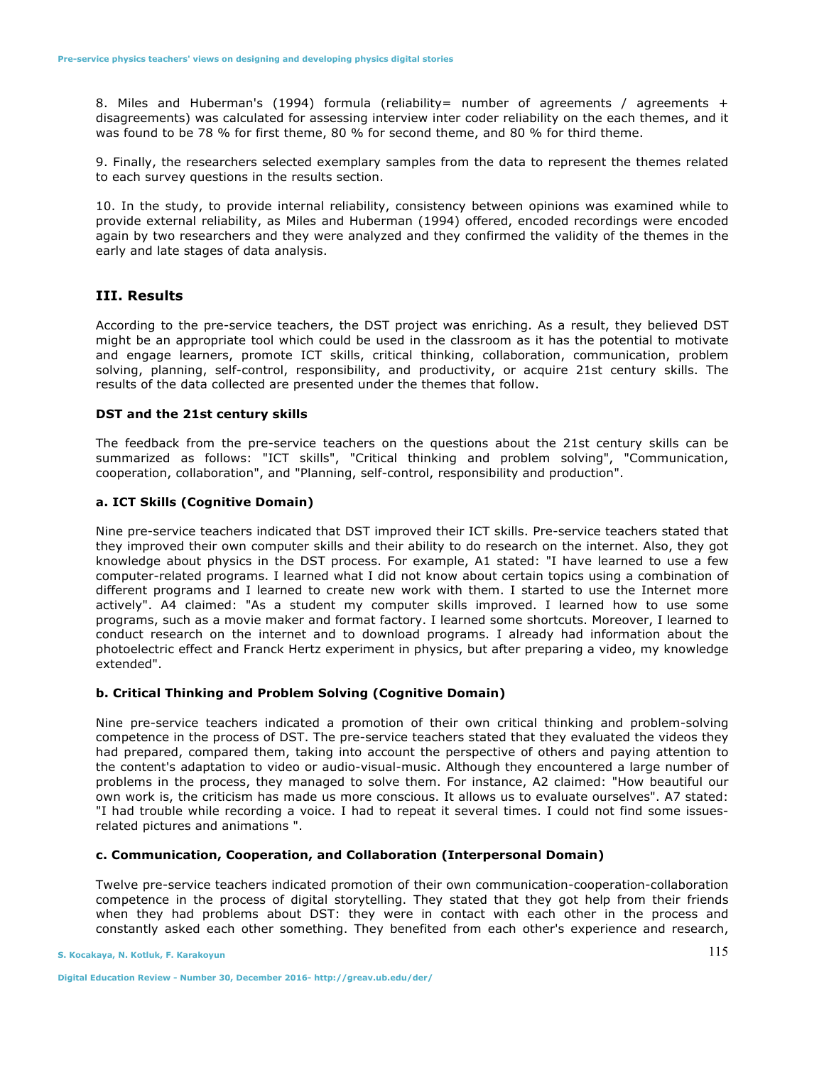8. Miles and Huberman's (1994) formula (reliability= number of agreements / agreements + disagreements) was calculated for assessing interview inter coder reliability on the each themes, and it was found to be 78 % for first theme, 80 % for second theme, and 80 % for third theme.

9. Finally, the researchers selected exemplary samples from the data to represent the themes related to each survey questions in the results section.

10. In the study, to provide internal reliability, consistency between opinions was examined while to provide external reliability, as Miles and Huberman (1994) offered, encoded recordings were encoded again by two researchers and they were analyzed and they confirmed the validity of the themes in the early and late stages of data analysis.

## III. Results

According to the pre-service teachers, the DST project was enriching. As a result, they believed DST might be an appropriate tool which could be used in the classroom as it has the potential to motivate and engage learners, promote ICT skills, critical thinking, collaboration, communication, problem solving, planning, self-control, responsibility, and productivity, or acquire 21st century skills. The results of the data collected are presented under the themes that follow.

### DST and the 21st century skills

The feedback from the pre-service teachers on the questions about the 21st century skills can be summarized as follows: "ICT skills", "Critical thinking and problem solving", "Communication, cooperation, collaboration", and "Planning, self-control, responsibility and production".

#### a. ICT Skills (Cognitive Domain)

Nine pre-service teachers indicated that DST improved their ICT skills. Pre-service teachers stated that they improved their own computer skills and their ability to do research on the internet. Also, they got knowledge about physics in the DST process. For example, A1 stated: "I have learned to use a few computer-related programs. I learned what I did not know about certain topics using a combination of different programs and I learned to create new work with them. I started to use the Internet more actively". A4 claimed: "As a student my computer skills improved. I learned how to use some programs, such as a movie maker and format factory. I learned some shortcuts. Moreover, I learned to conduct research on the internet and to download programs. I already had information about the photoelectric effect and Franck Hertz experiment in physics, but after preparing a video, my knowledge extended".

#### b. Critical Thinking and Problem Solving (Cognitive Domain)

Nine pre-service teachers indicated a promotion of their own critical thinking and problem-solving competence in the process of DST. The pre-service teachers stated that they evaluated the videos they had prepared, compared them, taking into account the perspective of others and paying attention to the content's adaptation to video or audio-visual-music. Although they encountered a large number of problems in the process, they managed to solve them. For instance, A2 claimed: "How beautiful our own work is, the criticism has made us more conscious. It allows us to evaluate ourselves". A7 stated: "I had trouble while recording a voice. I had to repeat it several times. I could not find some issues-related pictures and animations ".

#### c. Communication, Cooperation, and Collaboration (Interpersonal Domain)

Twelve pre-service teachers indicated promotion of their own communication-cooperation-collaboration competence in the process of digital storytelling. They stated that they got help from their friends when they had problems about DST: they were in contact with each other in the process and constantly asked each other something. They benefited from each other's experience and research,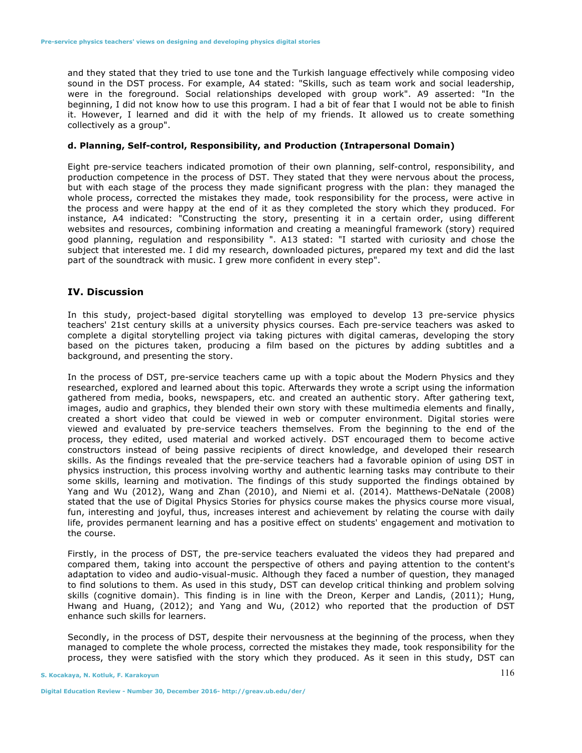and they stated that they tried to use tone and the Turkish language effectively while composing video sound in the DST process. For example, A4 stated: "Skills, such as team work and social leadership, were in the foreground. Social relationships developed with group work". A9 asserted: "In the beginning, I did not know how to use this program. I had a bit of fear that I would not be able to finish it. However, I learned and did it with the help of my friends. It allowed us to create something collectively as a group".

#### d. Planning, Self-control, Responsibility, and Production (Intrapersonal Domain)

Eight pre-service teachers indicated promotion of their own planning, self-control, responsibility, and production competence in the process of DST. They stated that they were nervous about the process, but with each stage of the process they made significant progress with the plan: they managed the whole process, corrected the mistakes they made, took responsibility for the process, were active in the process and were happy at the end of it as they completed the story which they produced. For instance, A4 indicated: "Constructing the story, presenting it in a certain order, using different websites and resources, combining information and creating a meaningful framework (story) required good planning, regulation and responsibility ". A13 stated: "I started with curiosity and chose the subject that interested me. I did my research, downloaded pictures, prepared my text and did the last part of the soundtrack with music. I grew more confident in every step".

## IV. Discussion

In this study, project-based digital storytelling was employed to develop 13 pre-service physics teachers' 21st century skills at a university physics courses. Each pre-service teachers was asked to complete a digital storytelling project via taking pictures with digital cameras, developing the story based on the pictures taken, producing a film based on the pictures by adding subtitles and a background, and presenting the story.

In the process of DST, pre-service teachers came up with a topic about the Modern Physics and they researched, explored and learned about this topic. Afterwards they wrote a script using the information gathered from media, books, newspapers, etc. and created an authentic story. After gathering text, images, audio and graphics, they blended their own story with these multimedia elements and finally, created a short video that could be viewed in web or computer environment. Digital stories were viewed and evaluated by pre-service teachers themselves. From the beginning to the end of the process, they edited, used material and worked actively. DST encouraged them to become active constructors instead of being passive recipients of direct knowledge, and developed their research skills. As the findings revealed that the pre-service teachers had a favorable opinion of using DST in physics instruction, this process involving worthy and authentic learning tasks may contribute to their some skills, learning and motivation. The findings of this study supported the findings obtained by Yang and Wu (2012), Wang and Zhan (2010), and Niemi et al. (2014). Matthews-DeNatale (2008) stated that the use of Digital Physics Stories for physics course makes the physics course more visual, fun, interesting and joyful, thus, increases interest and achievement by relating the course with daily life, provides permanent learning and has a positive effect on students' engagement and motivation to the course.

Firstly, in the process of DST, the pre-service teachers evaluated the videos they had prepared and compared them, taking into account the perspective of others and paying attention to the content's adaptation to video and audio-visual-music. Although they faced a number of question, they managed to find solutions to them. As used in this study, DST can develop critical thinking and problem solving skills (cognitive domain). This finding is in line with the Dreon, Kerper and Landis, (2011); Hung, Hwang and Huang, (2012); and Yang and Wu, (2012) who reported that the production of DST enhance such skills for learners.

Secondly, in the process of DST, despite their nervousness at the beginning of the process, when they managed to complete the whole process, corrected the mistakes they made, took responsibility for the process, they were satisfied with the story which they produced. As it seen in this study, DST can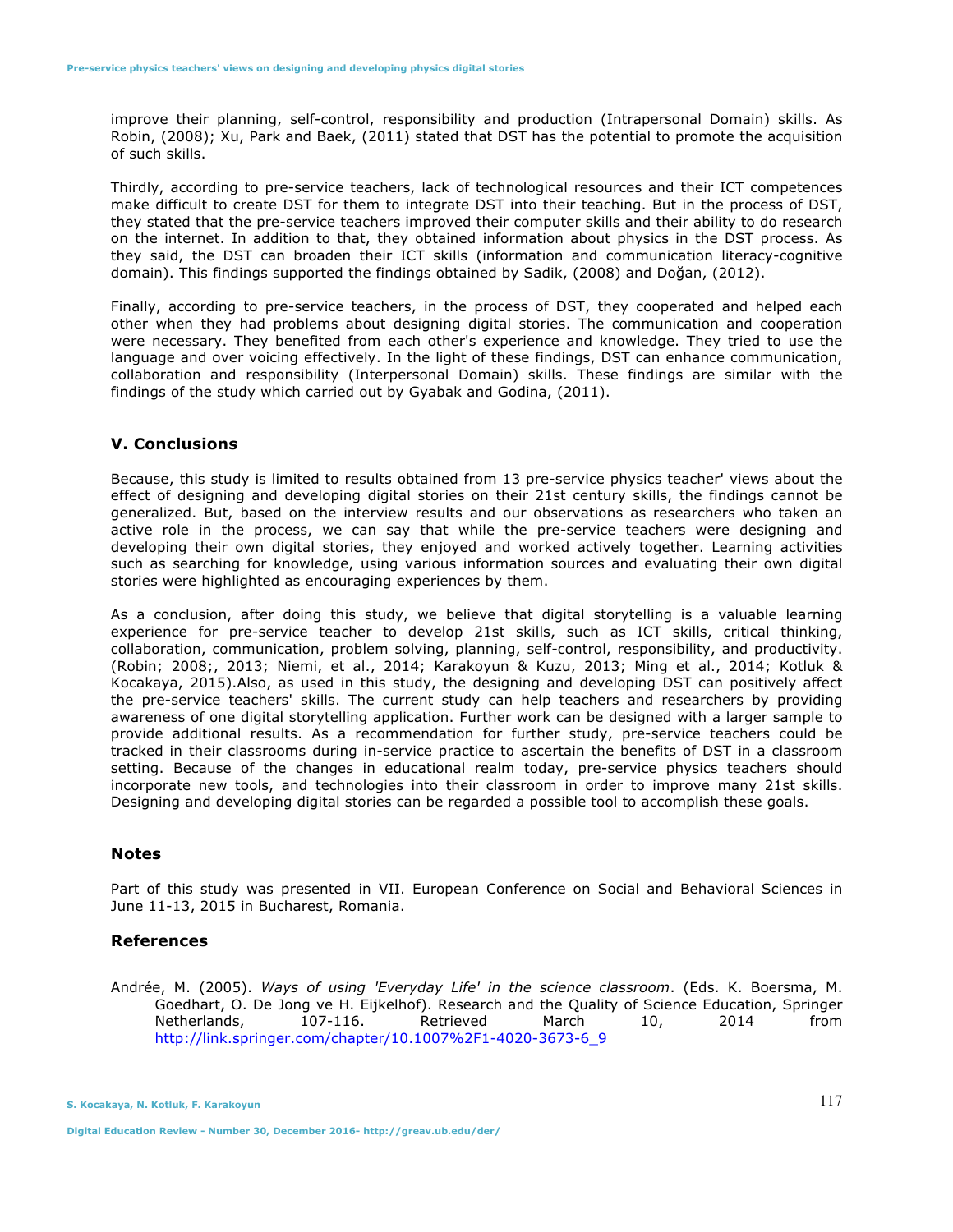improve their planning, self-control, responsibility and production (Intrapersonal Domain) skills. As Robin, (2008); Xu, Park and Baek, (2011) stated that DST has the potential to promote the acquisition of such skills.

Thirdly, according to pre-service teachers, lack of technological resources and their ICT competences make difficult to create DST for them to integrate DST into their teaching. But in the process of DST, they stated that the pre-service teachers improved their computer skills and their ability to do research on the internet. In addition to that, they obtained information about physics in the DST process. As they said, the DST can broaden their ICT skills (information and communication literacy-cognitive domain). This findings supported the findings obtained by Sadik, (2008) and Doğan, (2012).

Finally, according to pre-service teachers, in the process of DST, they cooperated and helped each other when they had problems about designing digital stories. The communication and cooperation were necessary. They benefited from each other's experience and knowledge. They tried to use the language and over voicing effectively. In the light of these findings, DST can enhance communication, collaboration and responsibility (Interpersonal Domain) skills. These findings are similar with the findings of the study which carried out by Gyabak and Godina, (2011).

## V. Conclusions

Because, this study is limited to results obtained from 13 pre-service physics teacher' views about the effect of designing and developing digital stories on their 21st century skills, the findings cannot be generalized. But, based on the interview results and our observations as researchers who taken an active role in the process, we can say that while the pre-service teachers were designing and developing their own digital stories, they enjoyed and worked actively together. Learning activities such as searching for knowledge, using various information sources and evaluating their own digital stories were highlighted as encouraging experiences by them.

As a conclusion, after doing this study, we believe that digital storytelling is a valuable learning experience for pre-service teacher to develop 21st skills, such as ICT skills, critical thinking, collaboration, communication, problem solving, planning, self-control, responsibility, and productivity. (Robin; 2008;, 2013; Niemi, et al., 2014; Karakoyun & Kuzu, 2013; Ming et al., 2014; Kotluk & Kocakaya, 2015).Also, as used in this study, the designing and developing DST can positively affect the pre-service teachers' skills. The current study can help teachers and researchers by providing awareness of one digital storytelling application. Further work can be designed with a larger sample to provide additional results. As a recommendation for further study, pre-service teachers could be tracked in their classrooms during in-service practice to ascertain the benefits of DST in a classroom setting. Because of the changes in educational realm today, pre-service physics teachers should incorporate new tools, and technologies into their classroom in order to improve many 21st skills. Designing and developing digital stories can be regarded a possible tool to accomplish these goals.

### Notes

Part of this study was presented in VII. European Conference on Social and Behavioral Sciences in June 11-13, 2015 in Bucharest, Romania.

### References

Andrée, M. (2005). *Ways of using 'Everyday Life' in the science classroom*. (Eds. K. Boersma, M. Goedhart, O. De Jong ve H. Eijkelhof). Research and the Quality of Science Education, Springer Netherlands, 107-116. Retrieved March 10, 2014 from http://link.springer.com/chapter/10.1007%2F1-4020-3673-6_9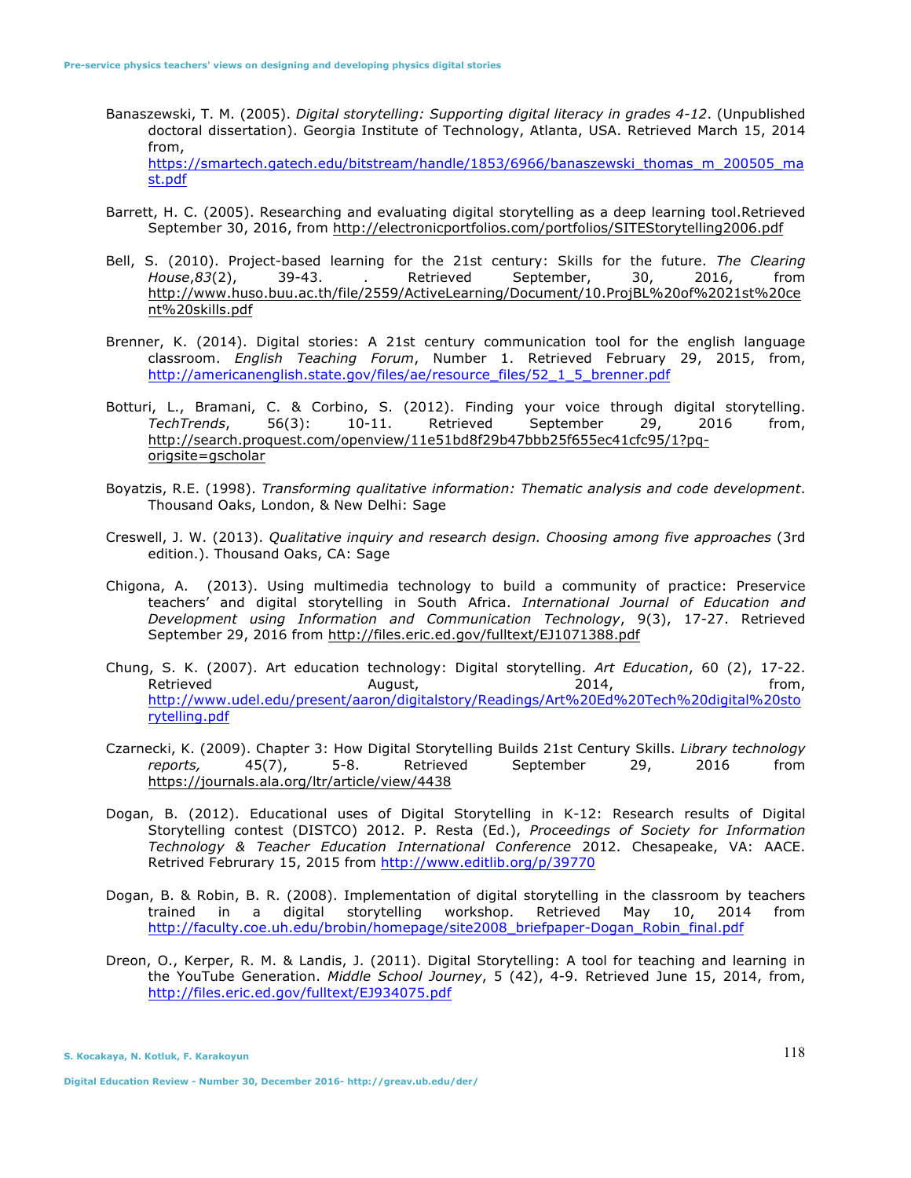Banaszewski, T. M. (2005). *Digital storytelling: Supporting digital literacy in grades 4-12*. (Unpublished doctoral dissertation). Georgia Institute of Technology, Atlanta, USA. Retrieved March 15, 2014 from, https://smartech.gatech.edu/bitstream/handle/1853/6966/banaszewski_thomas_m_200505_mast.pdf

Barrett, H. C. (2005). Researching and evaluating digital storytelling as a deep learning tool.Retrieved September 30, 2016, from http://electronicportfolios.com/portfolios/SITEStorytelling2006.pdf

Bell, S. (2010). Project-based learning for the 21st century: Skills for the future. *The Clearing House*,*83*(2), 39-43. . Retrieved September, 30, 2016, from http://www.huso.buu.ac.th/file/2559/ActiveLearning/Document/10.ProjBL%20of%2021st%20cent%20skills.pdf

Brenner, K. (2014). Digital stories: A 21st century communication tool for the english language classroom. *English Teaching Forum*, Number 1. Retrieved February 29, 2015, from, http://americanenglish.state.gov/files/ae/resource_files/52_1_5_brenner.pdf

Botturi, L., Bramani, C. & Corbino, S. (2012). Finding your voice through digital storytelling. *TechTrends*, 56(3): 10-11. Retrieved September 29, 2016 from, http://search.proquest.com/openview/11e51bd8f29b47bbb25f655ec41cfc95/1?pq-origsite=gscholar

Boyatzis, R.E. (1998). *Transforming qualitative information: Thematic analysis and code development*. Thousand Oaks, London, & New Delhi: Sage

Creswell, J. W. (2013). *Qualitative inquiry and research design. Choosing among five approaches* (3rd edition.). Thousand Oaks, CA: Sage

Chigona, A. (2013). Using multimedia technology to build a community of practice: Preservice teachers' and digital storytelling in South Africa. *International Journal of Education and Development using Information and Communication Technology*, 9(3), 17-27. Retrieved September 29, 2016 from http://files.eric.ed.gov/fulltext/EJ1071388.pdf

Chung, S. K. (2007). Art education technology: Digital storytelling. *Art Education*, 60 (2), 17-22. Retrieved August, 2014, from, http://www.udel.edu/present/aaron/digitalstory/Readings/Art%20Ed%20Tech%20digital%20storytelling.pdf

Czarnecki, K. (2009). Chapter 3: How Digital Storytelling Builds 21st Century Skills. *Library technology reports,* 45(7), 5-8. Retrieved September 29, 2016 from https://journals.ala.org/ltr/article/view/4438

Dogan, B. (2012). Educational uses of Digital Storytelling in K-12: Research results of Digital Storytelling contest (DISTCO) 2012. P. Resta (Ed.), *Proceedings of Society for Information Technology & Teacher Education International Conference* 2012. Chesapeake, VA: AACE. Retrived Februrary 15, 2015 from http://www.editlib.org/p/39770

Dogan, B. & Robin, B. R. (2008). Implementation of digital storytelling in the classroom by teachers trained in a digital storytelling workshop. Retrieved May 10, 2014 from http://faculty.coe.uh.edu/brobin/homepage/site2008_briefpaper-Dogan_Robin_final.pdf

Dreon, O., Kerper, R. M. & Landis, J. (2011). Digital Storytelling: A tool for teaching and learning in the YouTube Generation. *Middle School Journey*, 5 (42), 4-9. Retrieved June 15, 2014, from, http://files.eric.ed.gov/fulltext/EJ934075.pdf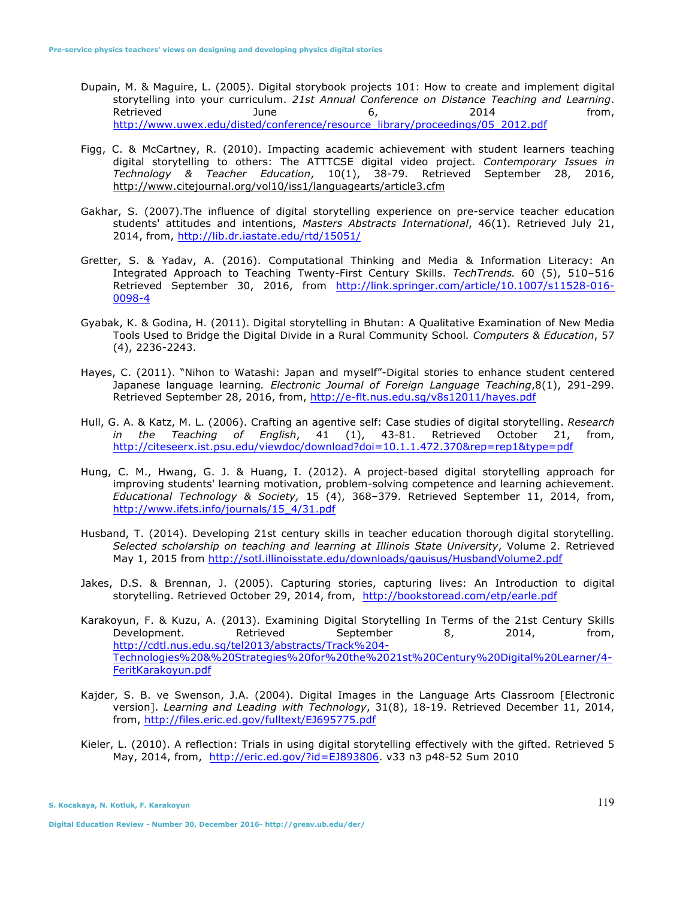Dupain, M. & Maguire, L. (2005). Digital storybook projects 101: How to create and implement digital storytelling into your curriculum. *21st Annual Conference on Distance Teaching and Learning*. Retrieved June 6, 2014 from, http://www.uwex.edu/disted/conference/resource_library/proceedings/05_2012.pdf

Figg, C. & McCartney, R. (2010). Impacting academic achievement with student learners teaching digital storytelling to others: The ATTTCSE digital video project. *Contemporary Issues in Technology & Teacher Education*, 10(1), 38-79. Retrieved September 28, 2016, http://www.citejournal.org/vol10/iss1/languagearts/article3.cfm

Gakhar, S. (2007).The influence of digital storytelling experience on pre-service teacher education students' attitudes and intentions, *Masters Abstracts International*, 46(1). Retrieved July 21, 2014, from, http://lib.dr.iastate.edu/rtd/15051/

Gretter, S. & Yadav, A. (2016). Computational Thinking and Media & Information Literacy: An Integrated Approach to Teaching Twenty-First Century Skills. *TechTrends.* 60 (5), 510–516 Retrieved September 30, 2016, from http://link.springer.com/article/10.1007/s11528-016-0098-4

Gyabak, K. & Godina, H. (2011). Digital storytelling in Bhutan: A Qualitative Examination of New Media Tools Used to Bridge the Digital Divide in a Rural Community School. *Computers & Education*, 57 (4), 2236-2243.

Hayes, C. (2011). "Nihon to Watashi: Japan and myself"-Digital stories to enhance student centered Japanese language learning*. Electronic Journal of Foreign Language Teaching*,8(1), 291-299. Retrieved September 28, 2016, from, http://e-flt.nus.edu.sg/v8s12011/hayes.pdf

Hull, G. A. & Katz, M. L. (2006). Crafting an agentive self: Case studies of digital storytelling. *Research in the Teaching of English*, 41 (1), 43-81. Retrieved October 21, from, http://citeseerx.ist.psu.edu/viewdoc/download?doi=10.1.1.472.370&rep=rep1&type=pdf

Hung, C. M., Hwang, G. J. & Huang, I. (2012). A project-based digital storytelling approach for improving students' learning motivation, problem-solving competence and learning achievement. *Educational Technology & Society,* 15 (4), 368–379. Retrieved September 11, 2014, from, http://www.ifets.info/journals/15_4/31.pdf

Husband, T. (2014). Developing 21st century skills in teacher education thorough digital storytelling*. Selected scholarship on teaching and learning at Illinois State University*, Volume 2. Retrieved May 1, 2015 from http://sotl.illinoisstate.edu/downloads/gauisus/HusbandVolume2.pdf

Jakes, D.S. & Brennan, J. (2005). Capturing stories, capturing lives: An Introduction to digital storytelling. Retrieved October 29, 2014, from, http://bookstoread.com/etp/earle.pdf

Karakoyun, F. & Kuzu, A. (2013). Examining Digital Storytelling In Terms of the 21st Century Skills Development. Retrieved September 8, 2014, from, http://cdtl.nus.edu.sg/tel2013/abstracts/Track%204-Technologies%20&%20Strategies%20for%20the%2021st%20Century%20Digital%20Learner/4-FeritKarakoyun.pdf

Kajder, S. B. ve Swenson, J.A. (2004). Digital Images in the Language Arts Classroom [Electronic version]. *Learning and Leading with Technology*, 31(8), 18-19. Retrieved December 11, 2014, from, http://files.eric.ed.gov/fulltext/EJ695775.pdf

Kieler, L. (2010). A reflection: Trials in using digital storytelling effectively with the gifted. Retrieved 5 May, 2014, from, http://eric.ed.gov/?id=EJ893806. v33 n3 p48-52 Sum 2010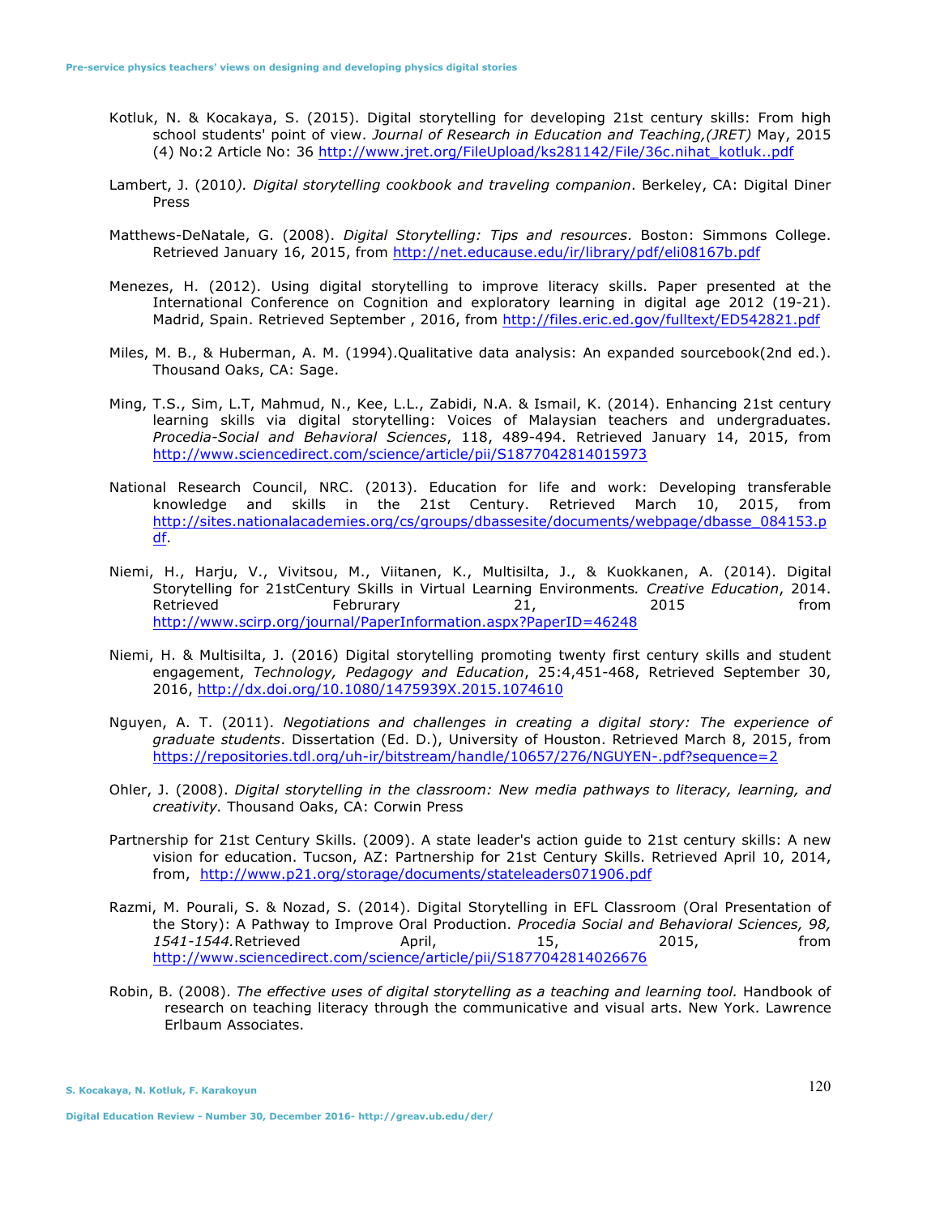Kotluk, N. & Kocakaya, S. (2015). Digital storytelling for developing 21st century skills: From high school students' point of view. *Journal of Research in Education and Teaching,(JRET)* May, 2015 (4) No:2 Article No: 36 http://www.jret.org/FileUpload/ks281142/File/36c.nihat_kotluk..pdf

Lambert, J. (2010*). Digital storytelling cookbook and traveling companion*. Berkeley, CA: Digital Diner Press

Matthews-DeNatale, G. (2008). *Digital Storytelling: Tips and resources*. Boston: Simmons College. Retrieved January 16, 2015, from http://net.educause.edu/ir/library/pdf/eli08167b.pdf

Menezes, H. (2012). Using digital storytelling to improve literacy skills. Paper presented at the International Conference on Cognition and exploratory learning in digital age 2012 (19-21). Madrid, Spain. Retrieved September , 2016, from http://files.eric.ed.gov/fulltext/ED542821.pdf

Miles, M. B., & Huberman, A. M. (1994).Qualitative data analysis: An expanded sourcebook(2nd ed.). Thousand Oaks, CA: Sage.

Ming, T.S., Sim, L.T, Mahmud, N., Kee, L.L., Zabidi, N.A. & Ismail, K. (2014). Enhancing 21st century learning skills via digital storytelling: Voices of Malaysian teachers and undergraduates. *Procedia-Social and Behavioral Sciences*, 118, 489-494. Retrieved January 14, 2015, from http://www.sciencedirect.com/science/article/pii/S1877042814015973

National Research Council, NRC. (2013). Education for life and work: Developing transferable knowledge and skills in the 21st Century. Retrieved March 10, 2015, from http://sites.nationalacademies.org/cs/groups/dbassesite/documents/webpage/dbasse_084153.pdf.

Niemi, H., Harju, V., Vivitsou, M., Viitanen, K., Multisilta, J., & Kuokkanen, A. (2014). Digital Storytelling for 21stCentury Skills in Virtual Learning Environments*. Creative Education*, 2014. Retrieved Februrary 21, 2015 from http://www.scirp.org/journal/PaperInformation.aspx?PaperID=46248

Niemi, H. & Multisilta, J. (2016) Digital storytelling promoting twenty first century skills and student engagement, *Technology, Pedagogy and Education*, 25:4,451-468, Retrieved September 30, 2016, http://dx.doi.org/10.1080/1475939X.2015.1074610

Nguyen, A. T. (2011). *Negotiations and challenges in creating a digital story: The experience of graduate students*. Dissertation (Ed. D.), University of Houston. Retrieved March 8, 2015, from https://repositories.tdl.org/uh-ir/bitstream/handle/10657/276/NGUYEN-.pdf?sequence=2

Ohler, J. (2008). *Digital storytelling in the classroom: New media pathways to literacy, learning, and creativity.* Thousand Oaks, CA: Corwin Press

Partnership for 21st Century Skills. (2009). A state leader's action guide to 21st century skills: A new vision for education. Tucson, AZ: Partnership for 21st Century Skills. Retrieved April 10, 2014, from, http://www.p21.org/storage/documents/stateleaders071906.pdf

Razmi, M. Pourali, S. & Nozad, S. (2014). Digital Storytelling in EFL Classroom (Oral Presentation of the Story): A Pathway to Improve Oral Production. *Procedia Social and Behavioral Sciences, 98, 1541-1544.*Retrieved April, 15, 2015, from http://www.sciencedirect.com/science/article/pii/S1877042814026676

Robin, B. (2008). *The effective uses of digital storytelling as a teaching and learning tool.* Handbook of research on teaching literacy through the communicative and visual arts. New York. Lawrence Erlbaum Associates.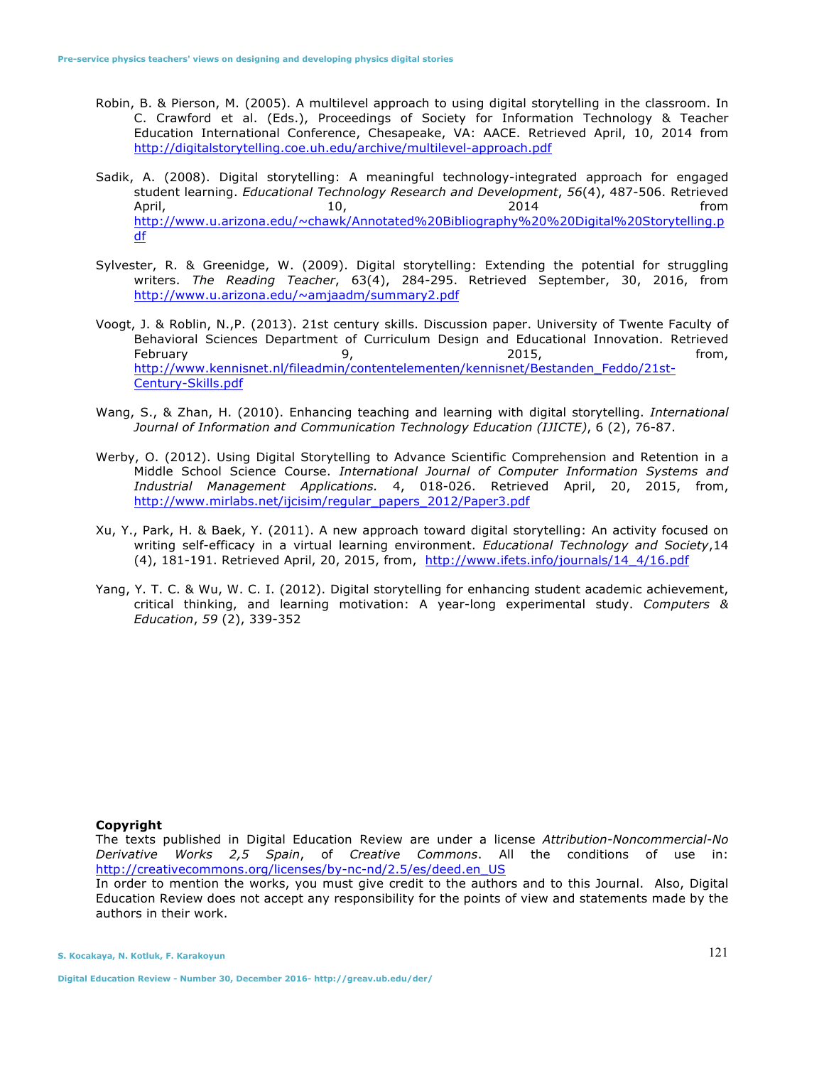Robin, B. & Pierson, M. (2005). A multilevel approach to using digital storytelling in the classroom. In C. Crawford et al. (Eds.), Proceedings of Society for Information Technology & Teacher Education International Conference, Chesapeake, VA: AACE. Retrieved April, 10, 2014 from http://digitalstorytelling.coe.uh.edu/archive/multilevel-approach.pdf

Sadik, A. (2008). Digital storytelling: A meaningful technology-integrated approach for engaged student learning. *Educational Technology Research and Development*, *56*(4), 487-506. Retrieved April, 10, 2014 from http://www.u.arizona.edu/~chawk/Annotated%20Bibliography%20%20Digital%20Storytelling.pdf

Sylvester, R. & Greenidge, W. (2009). Digital storytelling: Extending the potential for struggling writers. *The Reading Teacher*, 63(4), 284-295. Retrieved September, 30, 2016, from http://www.u.arizona.edu/~amjaadm/summary2.pdf

Voogt, J. & Roblin, N.,P. (2013). 21st century skills. Discussion paper. University of Twente Faculty of Behavioral Sciences Department of Curriculum Design and Educational Innovation. Retrieved February 9, 2015, from, http://www.kennisnet.nl/fileadmin/contentelementen/kennisnet/Bestanden_Feddo/21st-Century-Skills.pdf

Wang, S., & Zhan, H. (2010). Enhancing teaching and learning with digital storytelling. *International Journal of Information and Communication Technology Education (IJICTE)*, 6 (2), 76-87.

Werby, O. (2012). Using Digital Storytelling to Advance Scientific Comprehension and Retention in a Middle School Science Course. *International Journal of Computer Information Systems and Industrial Management Applications.* 4, 018-026. Retrieved April, 20, 2015, from, http://www.mirlabs.net/ijcisim/regular_papers_2012/Paper3.pdf

Xu, Y., Park, H. & Baek, Y. (2011). A new approach toward digital storytelling: An activity focused on writing self-efficacy in a virtual learning environment. *Educational Technology and Society*,14 (4), 181-191. Retrieved April, 20, 2015, from, http://www.ifets.info/journals/14_4/16.pdf

Yang, Y. T. C. & Wu, W. C. I. (2012). Digital storytelling for enhancing student academic achievement, critical thinking, and learning motivation: A year-long experimental study. *Computers & Education*, *59* (2), 339-352

**Copyright**

The texts published in Digital Education Review are under a license *Attribution-Noncommercial-No Derivative Works 2,5 Spain*, of *Creative Commons*. All the conditions of use in: http://creativecommons.org/licenses/by-nc-nd/2.5/es/deed.en_US

In order to mention the works, you must give credit to the authors and to this Journal. Also, Digital Education Review does not accept any responsibility for the points of view and statements made by the authors in their work.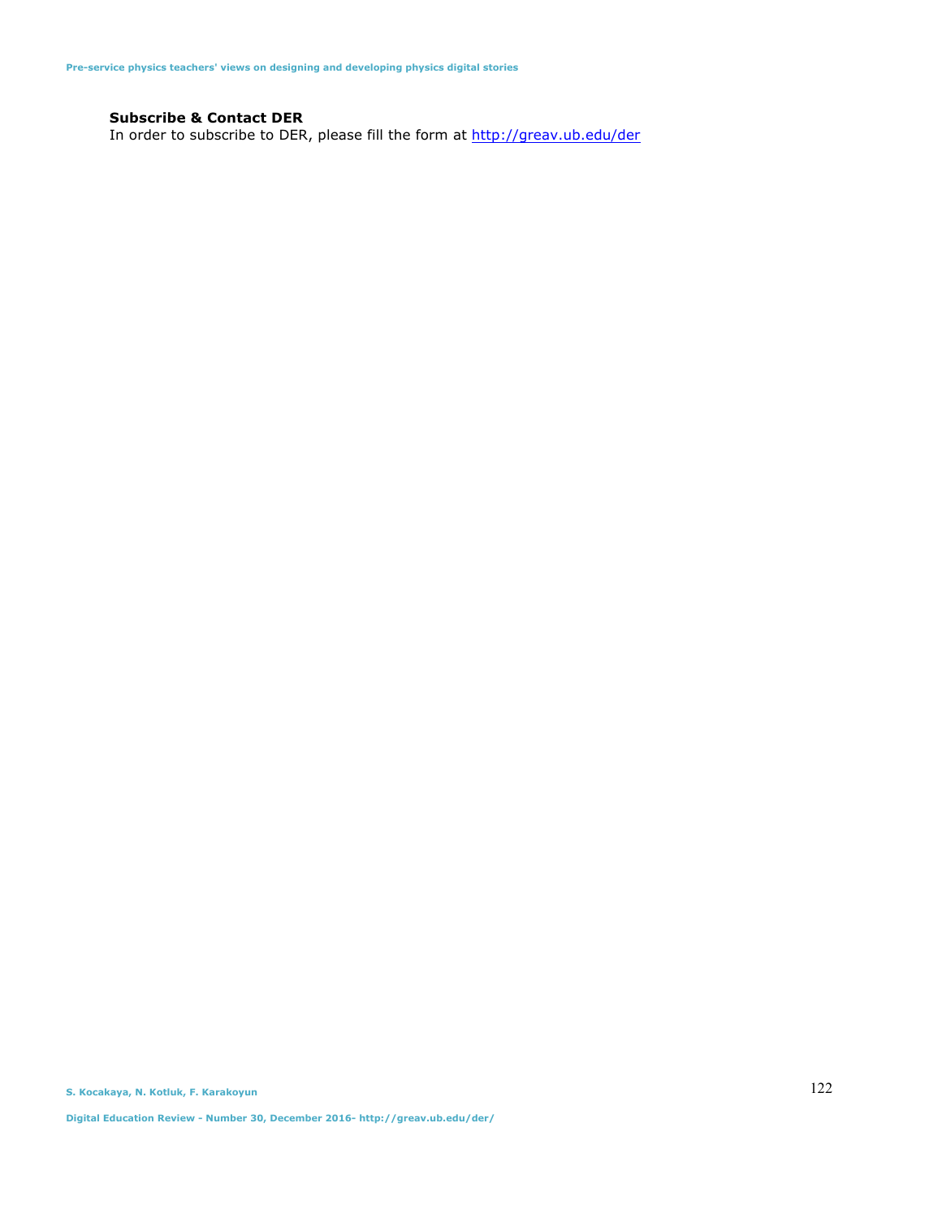**Subscribe & Contact DER**

In order to subscribe to DER, please fill the form at http://greav.ub.edu/der